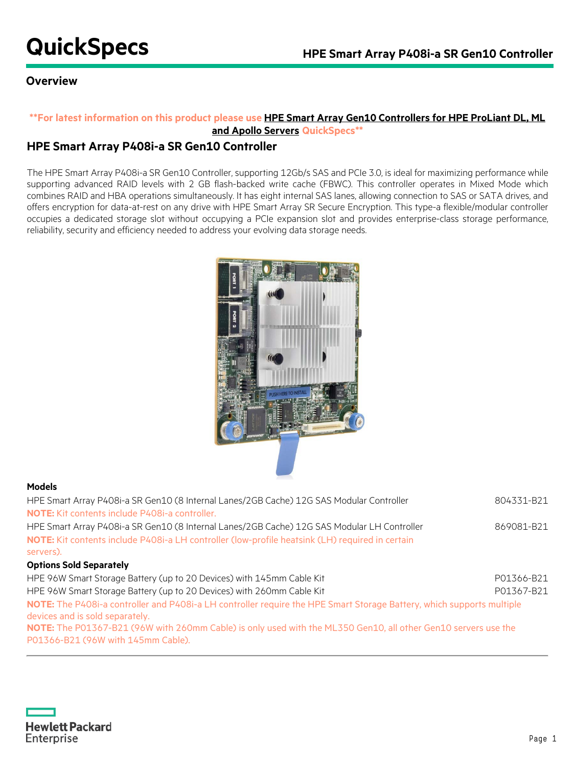# QuickSpecs

## HPE Smart Array P408i-a SR Gen10 Controller

### Overview

**For latest information on this product please use HPE Smart Array Gen10 Controllers for HPE ProLiant DL, ML and Apollo Servers QuickSpecs**

### HPE Smart Array P408i-a SR Gen10 Controller

The HPE Smart Array P408i-a SR Gen10 Controller, supporting 12Gb/s SAS and PCIe 3.0, is ideal for maximizing performance while supporting advanced RAID levels with 2 GB flash-backed write cache (FBWC). This controller operates in Mixed Mode which combines RAID and HBA operations simultaneously. It has eight internal SAS lanes, allowing connection to SAS or SATA drives, and offers encryption for data-at-rest on any drive with HPE Smart Array SR Secure Encryption. This type-a flexible/modular controller occupies a dedicated storage slot without occupying a PCIe expansion slot and provides enterprise-class storage performance, reliability, security and efficiency needed to address your evolving data storage needs.

**Models**

| | |
|---|---|
| HPE Smart Array P408i-a SR Gen10 (8 Internal Lanes/2GB Cache) 12G SAS Modular Controller | 804331-B21 |

**NOTE:** Kit contents include P408i-a controller.

| | |
|---|---|
| HPE Smart Array P408i-a SR Gen10 (8 Internal Lanes/2GB Cache) 12G SAS Modular LH Controller | 869081-B21 |

**NOTE:** Kit contents include P408i-a LH controller (low-profile heatsink (LH) required in certain servers).

**Options Sold Separately**

| | |
|---|---|
| HPE 96W Smart Storage Battery (up to 20 Devices) with 145mm Cable Kit | P01366-B21 |
| HPE 96W Smart Storage Battery (up to 20 Devices) with 260mm Cable Kit | P01367-B21 |

**NOTE:** The P408i-a controller and P408i-a LH controller require the HPE Smart Storage Battery, which supports multiple devices and is sold separately.

**NOTE:** The P01367-B21 (96W with 260mm Cable) is only used with the ML350 Gen10, all other Gen10 servers use the P01366-B21 (96W with 145mm Cable).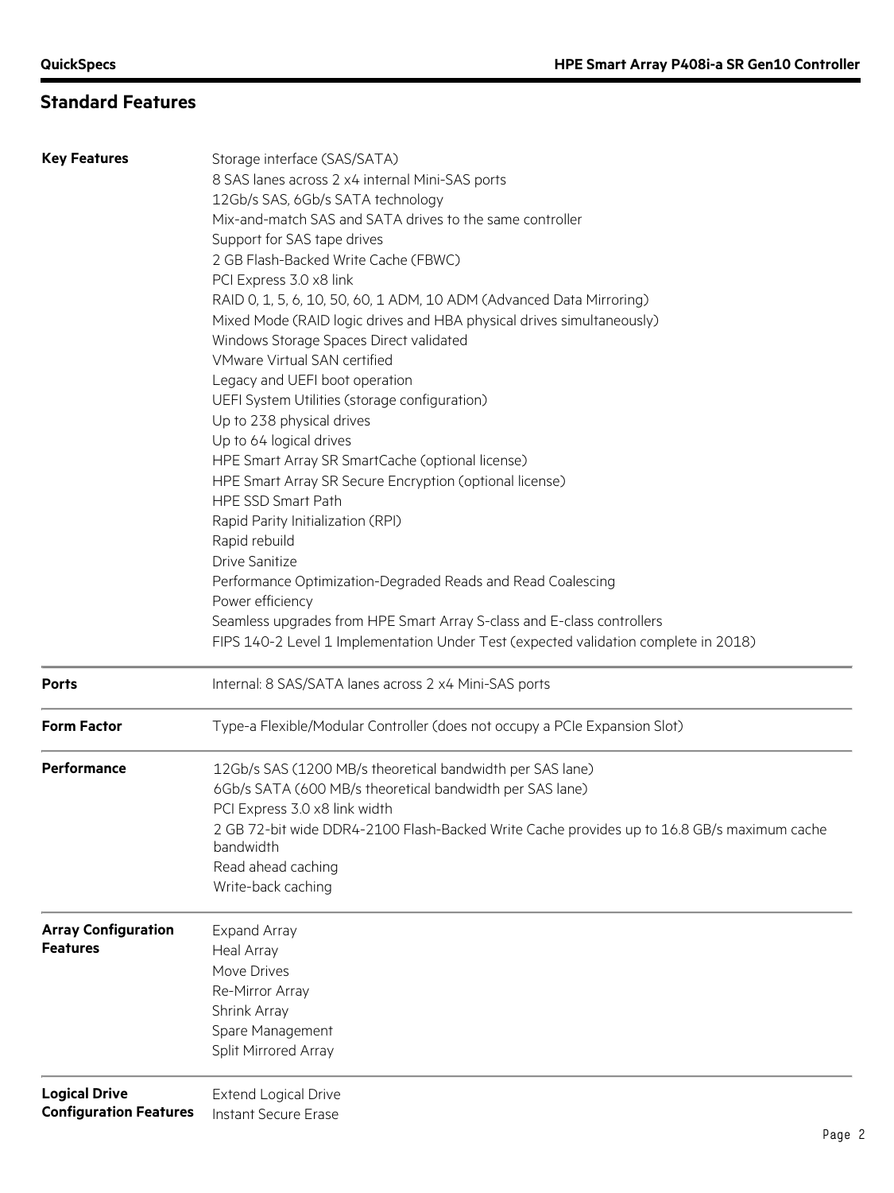## Standard Features

| | |
|---|---|
| **Key Features** | Storage interface (SAS/SATA)<br>8 SAS lanes across 2 x4 internal Mini-SAS ports<br>12Gb/s SAS, 6Gb/s SATA technology<br>Mix-and-match SAS and SATA drives to the same controller<br>Support for SAS tape drives<br>2 GB Flash-Backed Write Cache (FBWC)<br>PCI Express 3.0 x8 link<br>RAID 0, 1, 5, 6, 10, 50, 60, 1 ADM, 10 ADM (Advanced Data Mirroring)<br>Mixed Mode (RAID logic drives and HBA physical drives simultaneously)<br>Windows Storage Spaces Direct validated<br>VMware Virtual SAN certified<br>Legacy and UEFI boot operation<br>UEFI System Utilities (storage configuration)<br>Up to 238 physical drives<br>Up to 64 logical drives<br>HPE Smart Array SR SmartCache (optional license)<br>HPE Smart Array SR Secure Encryption (optional license)<br>HPE SSD Smart Path<br>Rapid Parity Initialization (RPI)<br>Rapid rebuild<br>Drive Sanitize<br>Performance Optimization-Degraded Reads and Read Coalescing<br>Power efficiency<br>Seamless upgrades from HPE Smart Array S-class and E-class controllers<br>FIPS 140-2 Level 1 Implementation Under Test (expected validation complete in 2018) |
| **Ports** | Internal: 8 SAS/SATA lanes across 2 x4 Mini-SAS ports |
| **Form Factor** | Type-a Flexible/Modular Controller (does not occupy a PCIe Expansion Slot) |
| **Performance** | 12Gb/s SAS (1200 MB/s theoretical bandwidth per SAS lane)<br>6Gb/s SATA (600 MB/s theoretical bandwidth per SAS lane)<br>PCI Express 3.0 x8 link width<br>2 GB 72-bit wide DDR4-2100 Flash-Backed Write Cache provides up to 16.8 GB/s maximum cache bandwidth<br>Read ahead caching<br>Write-back caching |
| **Array Configuration Features** | Expand Array<br>Heal Array<br>Move Drives<br>Re-Mirror Array<br>Shrink Array<br>Spare Management<br>Split Mirrored Array |
| **Logical Drive Configuration Features** | Extend Logical Drive<br>Instant Secure Erase |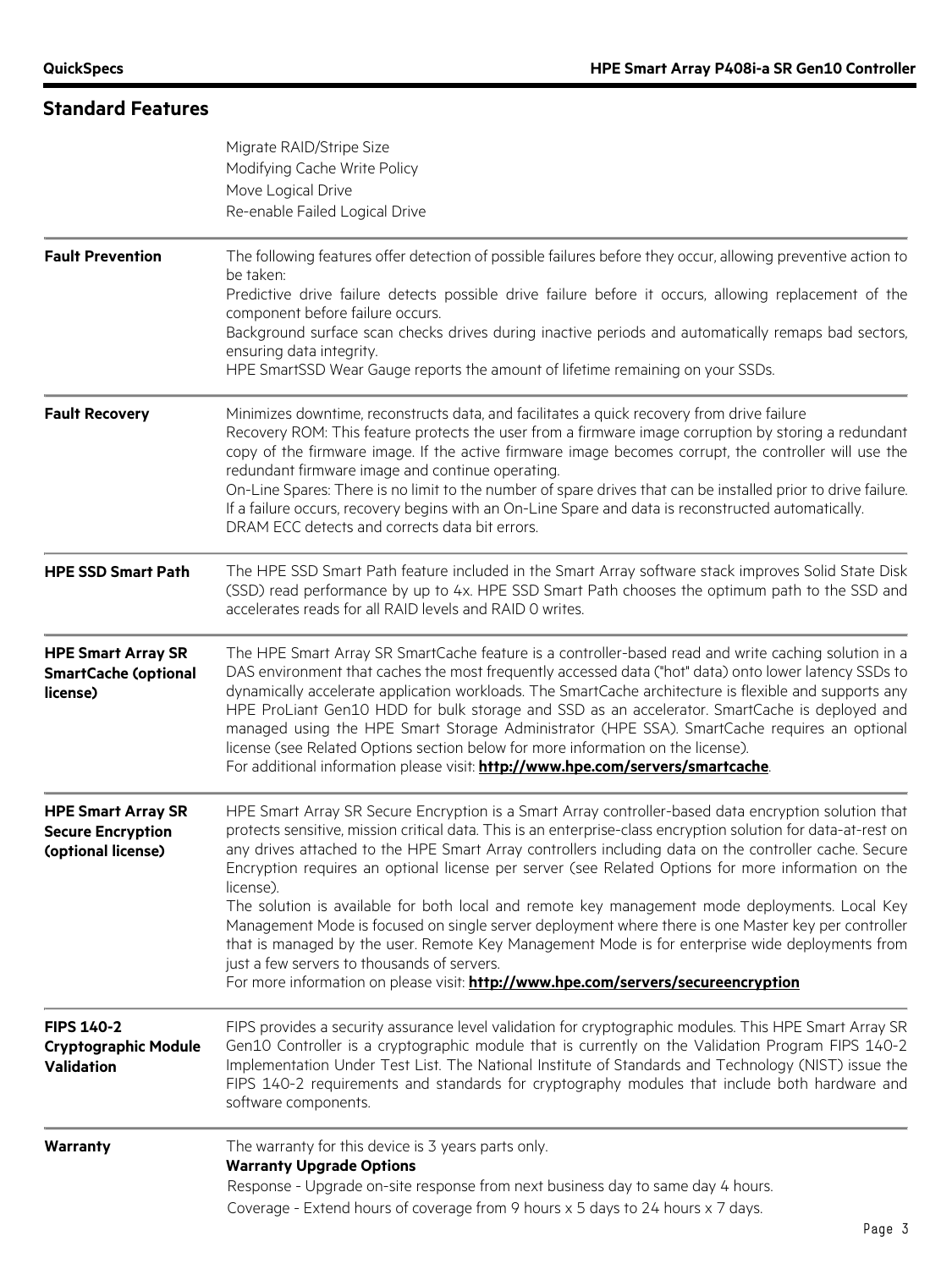## Standard Features

| | |
|---|---|
| | Migrate RAID/Stripe Size<br>Modifying Cache Write Policy<br>Move Logical Drive<br>Re-enable Failed Logical Drive |
| **Fault Prevention** | The following features offer detection of possible failures before they occur, allowing preventive action to be taken:<br>Predictive drive failure detects possible drive failure before it occurs, allowing replacement of the component before failure occurs.<br>Background surface scan checks drives during inactive periods and automatically remaps bad sectors, ensuring data integrity.<br>HPE SmartSSD Wear Gauge reports the amount of lifetime remaining on your SSDs. |
| **Fault Recovery** | Minimizes downtime, reconstructs data, and facilitates a quick recovery from drive failure<br>Recovery ROM: This feature protects the user from a firmware image corruption by storing a redundant copy of the firmware image. If the active firmware image becomes corrupt, the controller will use the redundant firmware image and continue operating.<br>On-Line Spares: There is no limit to the number of spare drives that can be installed prior to drive failure. If a failure occurs, recovery begins with an On-Line Spare and data is reconstructed automatically.<br>DRAM ECC detects and corrects data bit errors. |
| **HPE SSD Smart Path** | The HPE SSD Smart Path feature included in the Smart Array software stack improves Solid State Disk (SSD) read performance by up to 4x. HPE SSD Smart Path chooses the optimum path to the SSD and accelerates reads for all RAID levels and RAID 0 writes. |
| **HPE Smart Array SR SmartCache (optional license)** | The HPE Smart Array SR SmartCache feature is a controller-based read and write caching solution in a DAS environment that caches the most frequently accessed data ("hot" data) onto lower latency SSDs to dynamically accelerate application workloads. The SmartCache architecture is flexible and supports any HPE ProLiant Gen10 HDD for bulk storage and SSD as an accelerator. SmartCache is deployed and managed using the HPE Smart Storage Administrator (HPE SSA). SmartCache requires an optional license (see Related Options section below for more information on the license).<br>For additional information please visit: **http://www.hpe.com/servers/smartcache**. |
| **HPE Smart Array SR Secure Encryption (optional license)** | HPE Smart Array SR Secure Encryption is a Smart Array controller-based data encryption solution that protects sensitive, mission critical data. This is an enterprise-class encryption solution for data-at-rest on any drives attached to the HPE Smart Array controllers including data on the controller cache. Secure Encryption requires an optional license per server (see Related Options for more information on the license).<br>The solution is available for both local and remote key management mode deployments. Local Key Management Mode is focused on single server deployment where there is one Master key per controller that is managed by the user. Remote Key Management Mode is for enterprise wide deployments from just a few servers to thousands of servers.<br>For more information on please visit: **http://www.hpe.com/servers/secureencryption** |
| **FIPS 140-2 Cryptographic Module Validation** | FIPS provides a security assurance level validation for cryptographic modules. This HPE Smart Array SR Gen10 Controller is a cryptographic module that is currently on the Validation Program FIPS 140-2 Implementation Under Test List. The National Institute of Standards and Technology (NIST) issue the FIPS 140-2 requirements and standards for cryptography modules that include both hardware and software components. |
| **Warranty** | The warranty for this device is 3 years parts only.<br>**Warranty Upgrade Options**<br>Response - Upgrade on-site response from next business day to same day 4 hours.<br>Coverage - Extend hours of coverage from 9 hours x 5 days to 24 hours x 7 days. |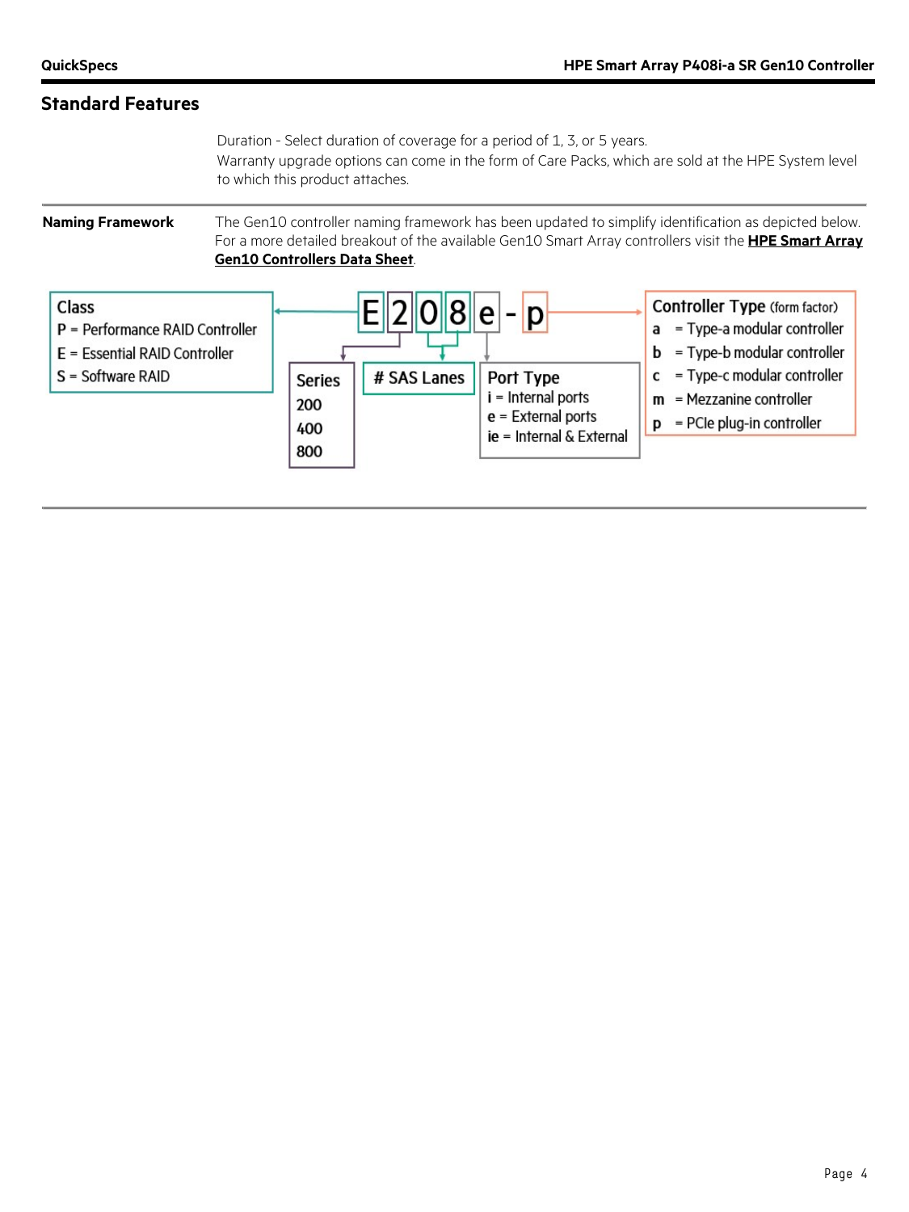## Standard Features

Duration - Select duration of coverage for a period of 1, 3, or 5 years.
Warranty upgrade options can come in the form of Care Packs, which are sold at the HPE System level to which this product attaches.

**Naming Framework**

The Gen10 controller naming framework has been updated to simplify identification as depicted below. For a more detailed breakout of the available Gen10 Smart Array controllers visit the **HPE Smart Array Gen10 Controllers Data Sheet**.

E 2 0 8 e - p

**Class**
- P = Performance RAID Controller
- E = Essential RAID Controller
- S = Software RAID

**Series**
- 200
- 400
- 800

**# SAS Lanes**

**Port Type**
- i = Internal ports
- e = External ports
- ie = Internal & External

**Controller Type** (form factor)
- **a** = Type-a modular controller
- **b** = Type-b modular controller
- **c** = Type-c modular controller
- **m** = Mezzanine controller
- **p** = PCIe plug-in controller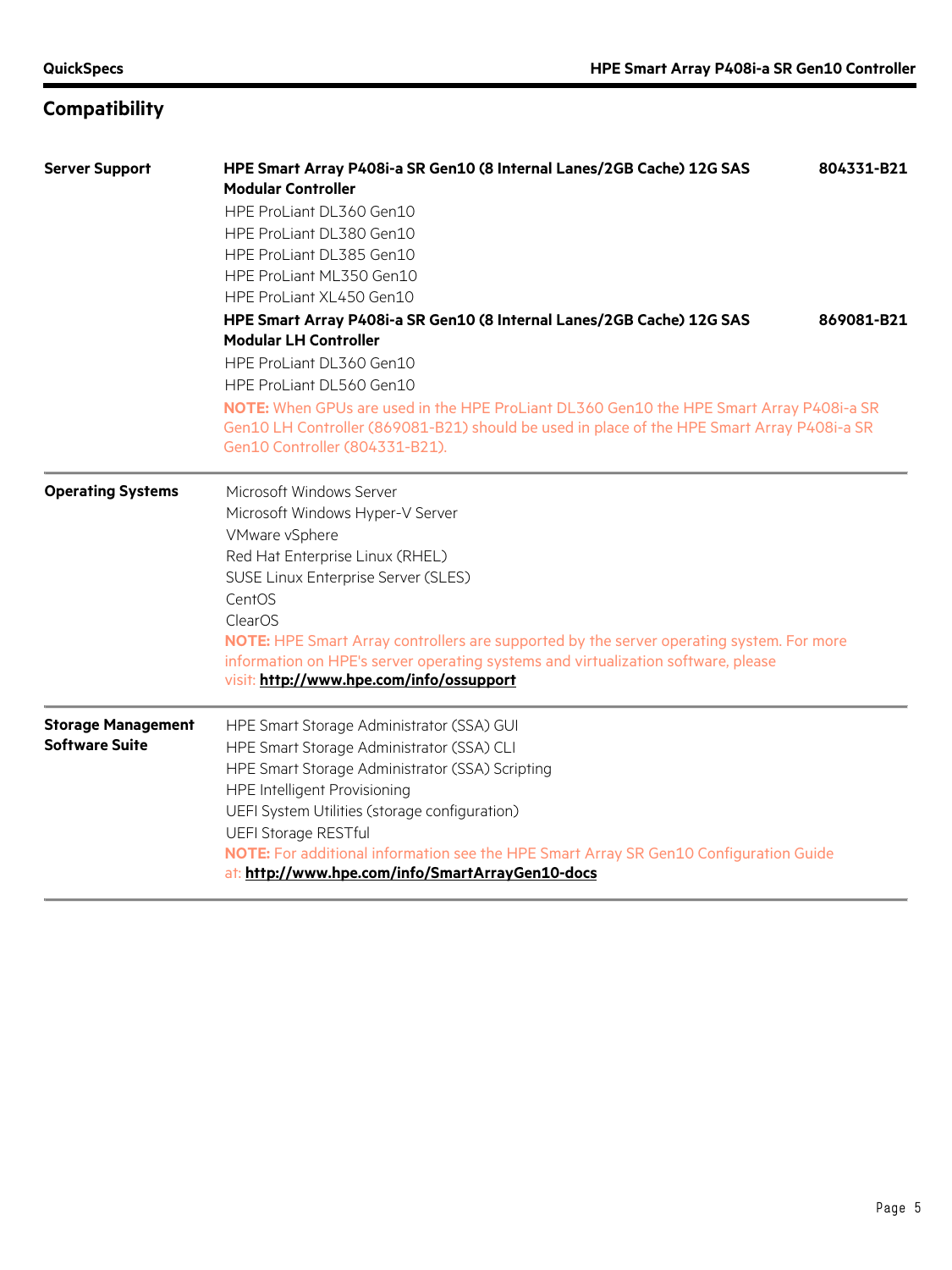## Compatibility

**Server Support**

**HPE Smart Array P408i-a SR Gen10 (8 Internal Lanes/2GB Cache) 12G SAS Modular Controller** — **804331-B21**

- HPE ProLiant DL360 Gen10
- HPE ProLiant DL380 Gen10
- HPE ProLiant DL385 Gen10
- HPE ProLiant ML350 Gen10
- HPE ProLiant XL450 Gen10

**HPE Smart Array P408i-a SR Gen10 (8 Internal Lanes/2GB Cache) 12G SAS Modular LH Controller** — **869081-B21**

- HPE ProLiant DL360 Gen10
- HPE ProLiant DL560 Gen10

**NOTE:** When GPUs are used in the HPE ProLiant DL360 Gen10 the HPE Smart Array P408i-a SR Gen10 LH Controller (869081-B21) should be used in place of the HPE Smart Array P408i-a SR Gen10 Controller (804331-B21).

**Operating Systems**

- Microsoft Windows Server
- Microsoft Windows Hyper-V Server
- VMware vSphere
- Red Hat Enterprise Linux (RHEL)
- SUSE Linux Enterprise Server (SLES)
- CentOS
- ClearOS

**NOTE:** HPE Smart Array controllers are supported by the server operating system. For more information on HPE's server operating systems and virtualization software, please visit: **http://www.hpe.com/info/ossupport**

**Storage Management Software Suite**

- HPE Smart Storage Administrator (SSA) GUI
- HPE Smart Storage Administrator (SSA) CLI
- HPE Smart Storage Administrator (SSA) Scripting
- HPE Intelligent Provisioning
- UEFI System Utilities (storage configuration)
- UEFI Storage RESTful

**NOTE:** For additional information see the HPE Smart Array SR Gen10 Configuration Guide at: **http://www.hpe.com/info/SmartArrayGen10-docs**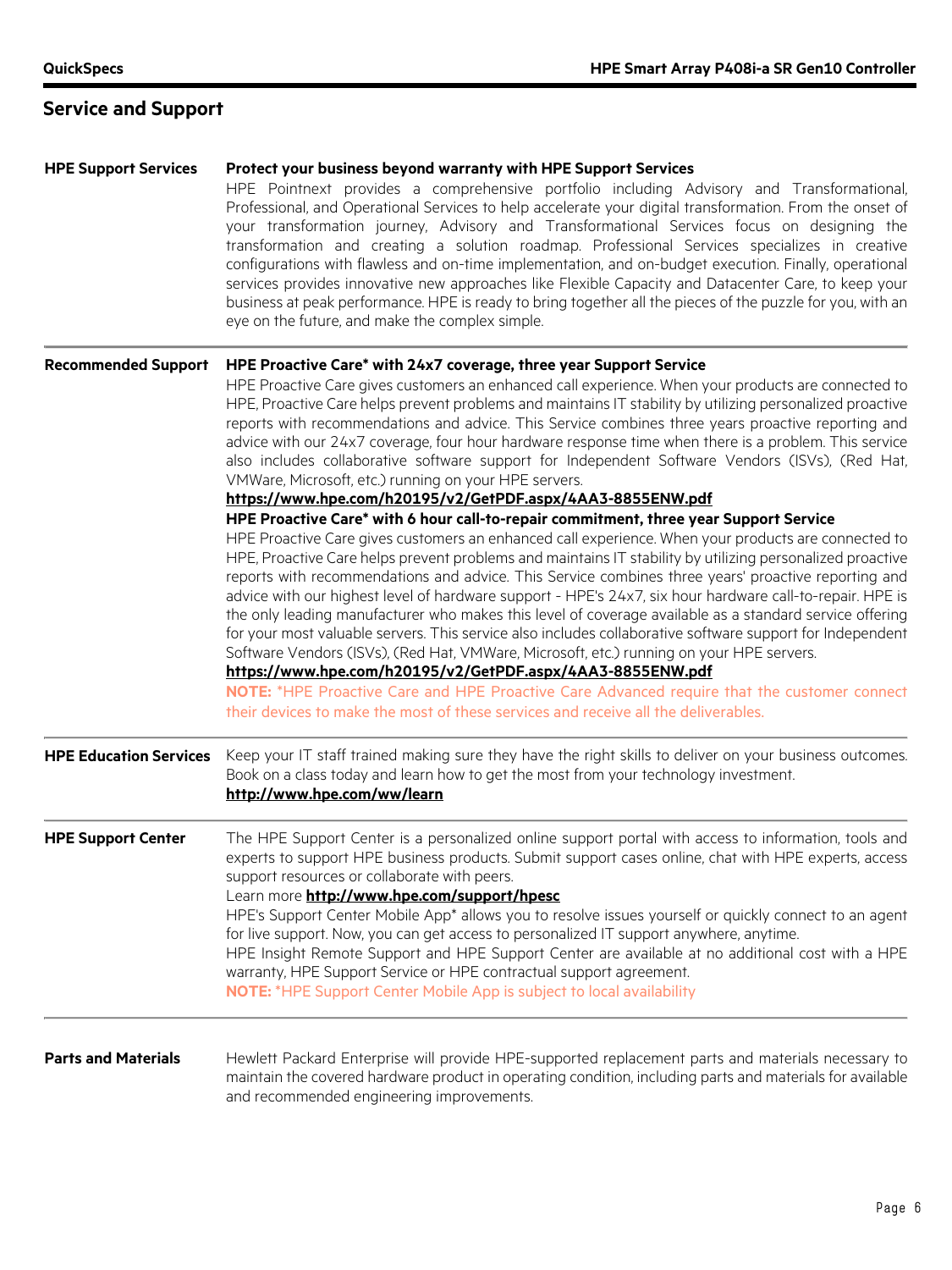## Service and Support

**HPE Support Services**

**Protect your business beyond warranty with HPE Support Services**

HPE Pointnext provides a comprehensive portfolio including Advisory and Transformational, Professional, and Operational Services to help accelerate your digital transformation. From the onset of your transformation journey, Advisory and Transformational Services focus on designing the transformation and creating a solution roadmap. Professional Services specializes in creative configurations with flawless and on-time implementation, and on-budget execution. Finally, operational services provides innovative new approaches like Flexible Capacity and Datacenter Care, to keep your business at peak performance. HPE is ready to bring together all the pieces of the puzzle for you, with an eye on the future, and make the complex simple.

**Recommended Support**

**HPE Proactive Care* with 24x7 coverage, three year Support Service**

HPE Proactive Care gives customers an enhanced call experience. When your products are connected to HPE, Proactive Care helps prevent problems and maintains IT stability by utilizing personalized proactive reports with recommendations and advice. This Service combines three years proactive reporting and advice with our 24x7 coverage, four hour hardware response time when there is a problem. This service also includes collaborative software support for Independent Software Vendors (ISVs), (Red Hat, VMWare, Microsoft, etc.) running on your HPE servers.

**https://www.hpe.com/h20195/v2/GetPDF.aspx/4AA3-8855ENW.pdf**

**HPE Proactive Care* with 6 hour call-to-repair commitment, three year Support Service**

HPE Proactive Care gives customers an enhanced call experience. When your products are connected to HPE, Proactive Care helps prevent problems and maintains IT stability by utilizing personalized proactive reports with recommendations and advice. This Service combines three years' proactive reporting and advice with our highest level of hardware support - HPE's 24x7, six hour hardware call-to-repair. HPE is the only leading manufacturer who makes this level of coverage available as a standard service offering for your most valuable servers. This service also includes collaborative software support for Independent Software Vendors (ISVs), (Red Hat, VMWare, Microsoft, etc.) running on your HPE servers.

**https://www.hpe.com/h20195/v2/GetPDF.aspx/4AA3-8855ENW.pdf**

**NOTE:** *HPE Proactive Care and HPE Proactive Care Advanced require that the customer connect their devices to make the most of these services and receive all the deliverables.

**HPE Education Services**

Keep your IT staff trained making sure they have the right skills to deliver on your business outcomes. Book on a class today and learn how to get the most from your technology investment.

**http://www.hpe.com/ww/learn**

**HPE Support Center**

The HPE Support Center is a personalized online support portal with access to information, tools and experts to support HPE business products. Submit support cases online, chat with HPE experts, access support resources or collaborate with peers.

Learn more **http://www.hpe.com/support/hpesc**

HPE's Support Center Mobile App* allows you to resolve issues yourself or quickly connect to an agent for live support. Now, you can get access to personalized IT support anywhere, anytime.

HPE Insight Remote Support and HPE Support Center are available at no additional cost with a HPE warranty, HPE Support Service or HPE contractual support agreement.

**NOTE:** *HPE Support Center Mobile App is subject to local availability

**Parts and Materials**

Hewlett Packard Enterprise will provide HPE-supported replacement parts and materials necessary to maintain the covered hardware product in operating condition, including parts and materials for available and recommended engineering improvements.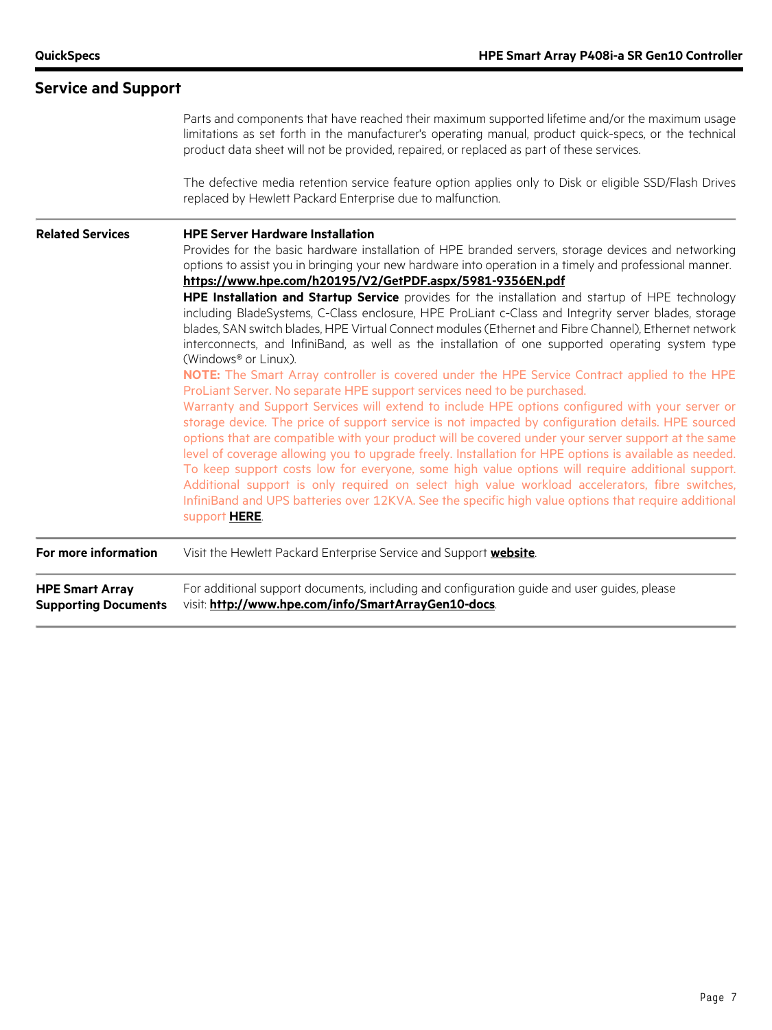## Service and Support

Parts and components that have reached their maximum supported lifetime and/or the maximum usage limitations as set forth in the manufacturer's operating manual, product quick-specs, or the technical product data sheet will not be provided, repaired, or replaced as part of these services.

The defective media retention service feature option applies only to Disk or eligible SSD/Flash Drives replaced by Hewlett Packard Enterprise due to malfunction.

### Related Services

**HPE Server Hardware Installation**
Provides for the basic hardware installation of HPE branded servers, storage devices and networking options to assist you in bringing your new hardware into operation in a timely and professional manner.
**https://www.hpe.com/h20195/V2/GetPDF.aspx/5981-9356EN.pdf**

**HPE Installation and Startup Service** provides for the installation and startup of HPE technology including BladeSystems, C-Class enclosure, HPE ProLiant c-Class and Integrity server blades, storage blades, SAN switch blades, HPE Virtual Connect modules (Ethernet and Fibre Channel), Ethernet network interconnects, and InfiniBand, as well as the installation of one supported operating system type (Windows® or Linux).

**NOTE:** The Smart Array controller is covered under the HPE Service Contract applied to the HPE ProLiant Server. No separate HPE support services need to be purchased.

Warranty and Support Services will extend to include HPE options configured with your server or storage device. The price of support service is not impacted by configuration details. HPE sourced options that are compatible with your product will be covered under your server support at the same level of coverage allowing you to upgrade freely. Installation for HPE options is available as needed. To keep support costs low for everyone, some high value options will require additional support. Additional support is only required on select high value workload accelerators, fibre switches, InfiniBand and UPS batteries over 12KVA. See the specific high value options that require additional support **HERE**.

### For more information

Visit the Hewlett Packard Enterprise Service and Support **website**.

### HPE Smart Array Supporting Documents

For additional support documents, including and configuration guide and user guides, please visit: **http://www.hpe.com/info/SmartArrayGen10-docs**.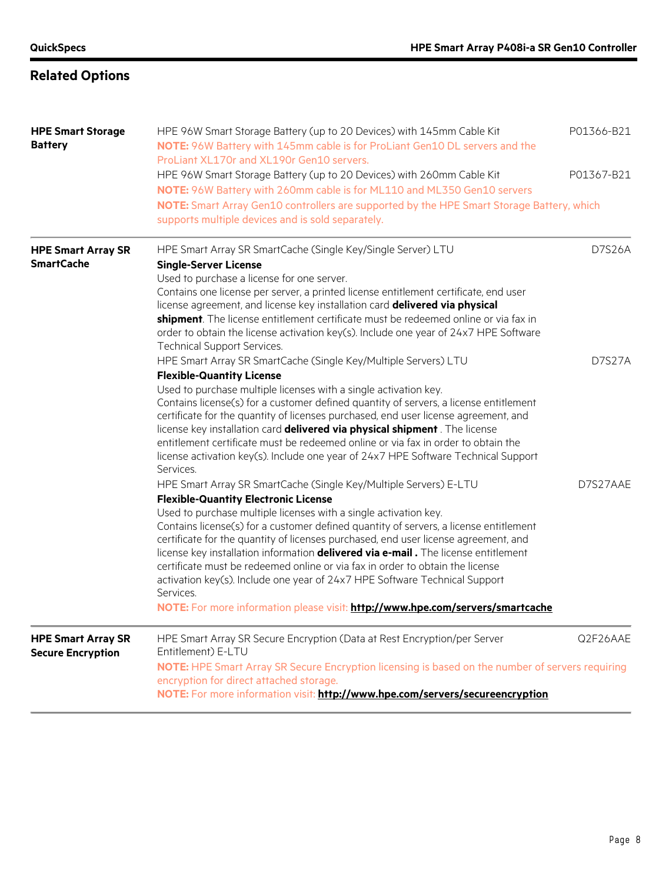## Related Options

| | | |
|---|---|---|
| **HPE Smart Storage Battery** | HPE 96W Smart Storage Battery (up to 20 Devices) with 145mm Cable Kit<br>**NOTE:** 96W Battery with 145mm cable is for ProLiant Gen10 DL servers and the ProLiant XL170r and XL190r Gen10 servers. | P01366-B21 |
| | HPE 96W Smart Storage Battery (up to 20 Devices) with 260mm Cable Kit<br>**NOTE:** 96W Battery with 260mm cable is for ML110 and ML350 Gen10 servers<br>**NOTE:** Smart Array Gen10 controllers are supported by the HPE Smart Storage Battery, which supports multiple devices and is sold separately. | P01367-B21 |
| **HPE Smart Array SR SmartCache** | HPE Smart Array SR SmartCache (Single Key/Single Server) LTU<br>**Single-Server License**<br>Used to purchase a license for one server.<br>Contains one license per server, a printed license entitlement certificate, end user license agreement, and license key installation card **delivered via physical shipment**. The license entitlement certificate must be redeemed online or via fax in order to obtain the license activation key(s). Include one year of 24x7 HPE Software Technical Support Services. | D7S26A |
| | HPE Smart Array SR SmartCache (Single Key/Multiple Servers) LTU<br>**Flexible-Quantity License**<br>Used to purchase multiple licenses with a single activation key.<br>Contains license(s) for a customer defined quantity of servers, a license entitlement certificate for the quantity of licenses purchased, end user license agreement, and license key installation card **delivered via physical shipment** . The license entitlement certificate must be redeemed online or via fax in order to obtain the license activation key(s). Include one year of 24x7 HPE Software Technical Support Services. | D7S27A |
| | HPE Smart Array SR SmartCache (Single Key/Multiple Servers) E-LTU<br>**Flexible-Quantity Electronic License**<br>Used to purchase multiple licenses with a single activation key.<br>Contains license(s) for a customer defined quantity of servers, a license entitlement certificate for the quantity of licenses purchased, end user license agreement, and license key installation information **delivered via e-mail .** The license entitlement certificate must be redeemed online or via fax in order to obtain the license activation key(s). Include one year of 24x7 HPE Software Technical Support Services.<br>**NOTE:** For more information please visit: **http://www.hpe.com/servers/smartcache** | D7S27AAE |
| **HPE Smart Array SR Secure Encryption** | HPE Smart Array SR Secure Encryption (Data at Rest Encryption/per Server Entitlement) E-LTU<br>**NOTE:** HPE Smart Array SR Secure Encryption licensing is based on the number of servers requiring encryption for direct attached storage.<br>**NOTE:** For more information visit: **http://www.hpe.com/servers/secureencryption** | Q2F26AAE |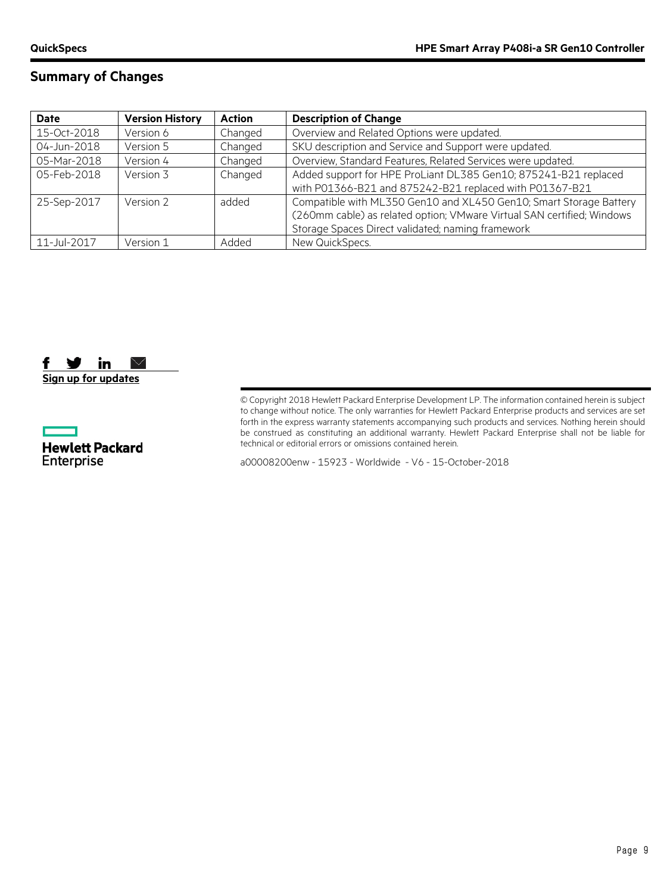## Summary of Changes

| Date | Version History | Action | Description of Change |
|---|---|---|---|
| 15-Oct-2018 | Version 6 | Changed | Overview and Related Options were updated. |
| 04-Jun-2018 | Version 5 | Changed | SKU description and Service and Support were updated. |
| 05-Mar-2018 | Version 4 | Changed | Overview, Standard Features, Related Services were updated. |
| 05-Feb-2018 | Version 3 | Changed | Added support for HPE ProLiant DL385 Gen10; 875241-B21 replaced with P01366-B21 and 875242-B21 replaced with P01367-B21 |
| 25-Sep-2017 | Version 2 | added | Compatible with ML350 Gen10 and XL450 Gen10; Smart Storage Battery (260mm cable) as related option; VMware Virtual SAN certified; Windows Storage Spaces Direct validated; naming framework |
| 11-Jul-2017 | Version 1 | Added | New QuickSpecs. |

**Sign up for updates**

Hewlett Packard Enterprise

© Copyright 2018 Hewlett Packard Enterprise Development LP. The information contained herein is subject to change without notice. The only warranties for Hewlett Packard Enterprise products and services are set forth in the express warranty statements accompanying such products and services. Nothing herein should be construed as constituting an additional warranty. Hewlett Packard Enterprise shall not be liable for technical or editorial errors or omissions contained herein.

a00008200enw - 15923 - Worldwide - V6 - 15-October-2018